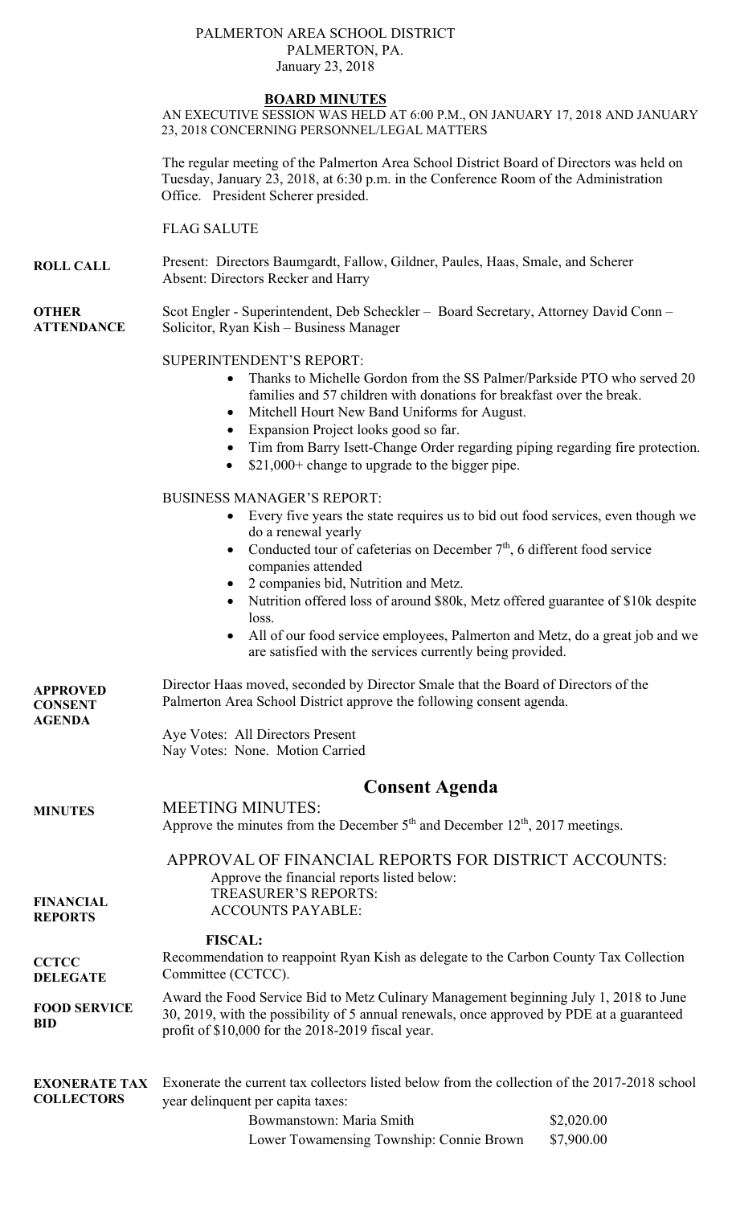# PALMERTON AREA SCHOOL DISTRICT

PALMERTON, PA.

January 23, 2018

## BOARD MINUTES

AN EXECUTIVE SESSION WAS HELD AT 6:00 P.M., ON JANUARY 17, 2018 AND JANUARY 23, 2018 CONCERNING PERSONNEL/LEGAL MATTERS

The regular meeting of the Palmerton Area School District Board of Directors was held on Tuesday, January 23, 2018, at 6:30 p.m. in the Conference Room of the Administration Office. President Scherer presided.

FLAG SALUTE

**ROLL CALL**

Present: Directors Baumgardt, Fallow, Gildner, Paules, Haas, Smale, and Scherer
Absent: Directors Recker and Harry

**OTHER ATTENDANCE**

Scot Engler - Superintendent, Deb Scheckler – Board Secretary, Attorney David Conn – Solicitor, Ryan Kish – Business Manager

SUPERINTENDENT'S REPORT:

- Thanks to Michelle Gordon from the SS Palmer/Parkside PTO who served 20 families and 57 children with donations for breakfast over the break.
- Mitchell Hourt New Band Uniforms for August.
- Expansion Project looks good so far.
- Tim from Barry Isett-Change Order regarding piping regarding fire protection.
- $21,000+ change to upgrade to the bigger pipe.

BUSINESS MANAGER'S REPORT:

- Every five years the state requires us to bid out food services, even though we do a renewal yearly
- Conducted tour of cafeterias on December 7th, 6 different food service companies attended
- 2 companies bid, Nutrition and Metz.
- Nutrition offered loss of around $80k, Metz offered guarantee of $10k despite loss.
- All of our food service employees, Palmerton and Metz, do a great job and we are satisfied with the services currently being provided.

**APPROVED CONSENT AGENDA**

Director Haas moved, seconded by Director Smale that the Board of Directors of the Palmerton Area School District approve the following consent agenda.

Aye Votes: All Directors Present
Nay Votes: None. Motion Carried

## Consent Agenda

**MINUTES**

MEETING MINUTES:
Approve the minutes from the December 5th and December 12th, 2017 meetings.

**FINANCIAL REPORTS**

APPROVAL OF FINANCIAL REPORTS FOR DISTRICT ACCOUNTS:
Approve the financial reports listed below:
TREASURER'S REPORTS:
ACCOUNTS PAYABLE:

**FISCAL:**

**CCTCC DELEGATE**

Recommendation to reappoint Ryan Kish as delegate to the Carbon County Tax Collection Committee (CCTCC).

**FOOD SERVICE BID**

Award the Food Service Bid to Metz Culinary Management beginning July 1, 2018 to June 30, 2019, with the possibility of 5 annual renewals, once approved by PDE at a guaranteed profit of $10,000 for the 2018-2019 fiscal year.

**EXONERATE TAX COLLECTORS**

Exonerate the current tax collectors listed below from the collection of the 2017-2018 school year delinquent per capita taxes:

| | |
|---|---|
| Bowmanstown: Maria Smith | $2,020.00 |
| Lower Towamensing Township: Connie Brown | $7,900.00 |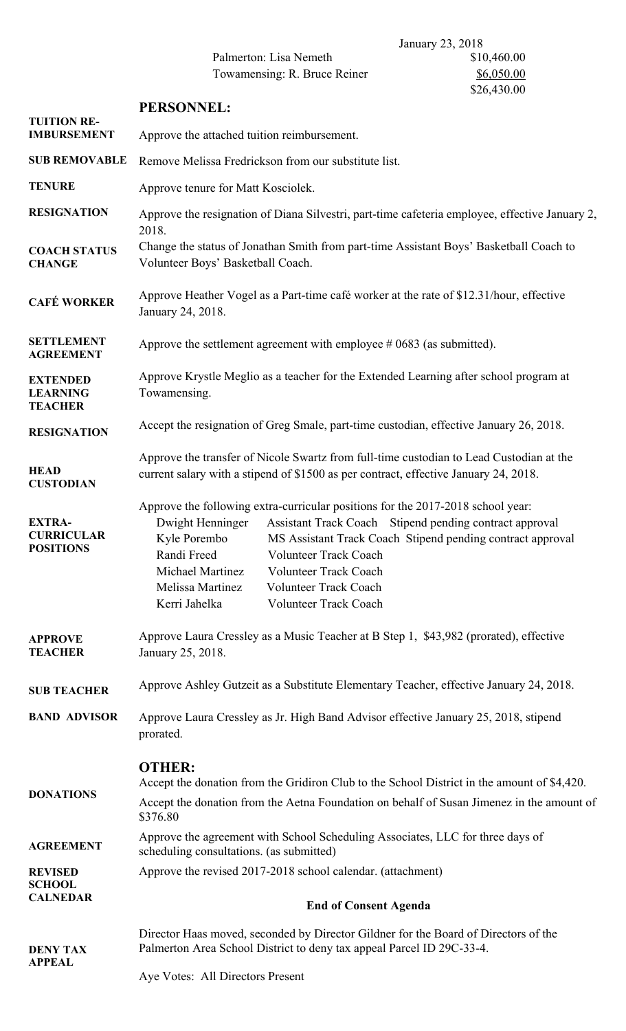| | January 23, 2018 |
|---|---|
| Palmerton: Lisa Nemeth | $10,460.00 |
| Towamensing: R. Bruce Reiner | $6,050.00 |
| | $26,430.00 |

## PERSONNEL:

**TUITION RE-IMBURSEMENT** — Approve the attached tuition reimbursement.

**SUB REMOVABLE** — Remove Melissa Fredrickson from our substitute list.

**TENURE** — Approve tenure for Matt Kosciolek.

**RESIGNATION** — Approve the resignation of Diana Silvestri, part-time cafeteria employee, effective January 2, 2018.

**COACH STATUS CHANGE** — Change the status of Jonathan Smith from part-time Assistant Boys' Basketball Coach to Volunteer Boys' Basketball Coach.

**CAFÉ WORKER** — Approve Heather Vogel as a Part-time café worker at the rate of $12.31/hour, effective January 24, 2018.

**SETTLEMENT AGREEMENT** — Approve the settlement agreement with employee # 0683 (as submitted).

**EXTENDED LEARNING TEACHER** — Approve Krystle Meglio as a teacher for the Extended Learning after school program at Towamensing.

**RESIGNATION** — Accept the resignation of Greg Smale, part-time custodian, effective January 26, 2018.

**HEAD CUSTODIAN** — Approve the transfer of Nicole Swartz from full-time custodian to Lead Custodian at the current salary with a stipend of $1500 as per contract, effective January 24, 2018.

**EXTRA-CURRICULAR POSITIONS** — Approve the following extra-curricular positions for the 2017-2018 school year:

| | | |
|---|---|---|
| Dwight Henninger | Assistant Track Coach | Stipend pending contract approval |
| Kyle Porembo | MS Assistant Track Coach | Stipend pending contract approval |
| Randi Freed | Volunteer Track Coach | |
| Michael Martinez | Volunteer Track Coach | |
| Melissa Martinez | Volunteer Track Coach | |
| Kerri Jahelka | Volunteer Track Coach | |

**APPROVE TEACHER** — Approve Laura Cressley as a Music Teacher at B Step 1, $43,982 (prorated), effective January 25, 2018.

**SUB TEACHER** — Approve Ashley Gutzeit as a Substitute Elementary Teacher, effective January 24, 2018.

**BAND ADVISOR** — Approve Laura Cressley as Jr. High Band Advisor effective January 25, 2018, stipend prorated.

## OTHER:

**DONATIONS** — Accept the donation from the Gridiron Club to the School District in the amount of $4,420.

Accept the donation from the Aetna Foundation on behalf of Susan Jimenez in the amount of $376.80

**AGREEMENT** — Approve the agreement with School Scheduling Associates, LLC for three days of scheduling consultations. (as submitted)

**REVISED SCHOOL CALNEDAR** — Approve the revised 2017-2018 school calendar. (attachment)

**End of Consent Agenda**

**DENY TAX APPEAL** — Director Haas moved, seconded by Director Gildner for the Board of Directors of the Palmerton Area School District to deny tax appeal Parcel ID 29C-33-4.

Aye Votes: All Directors Present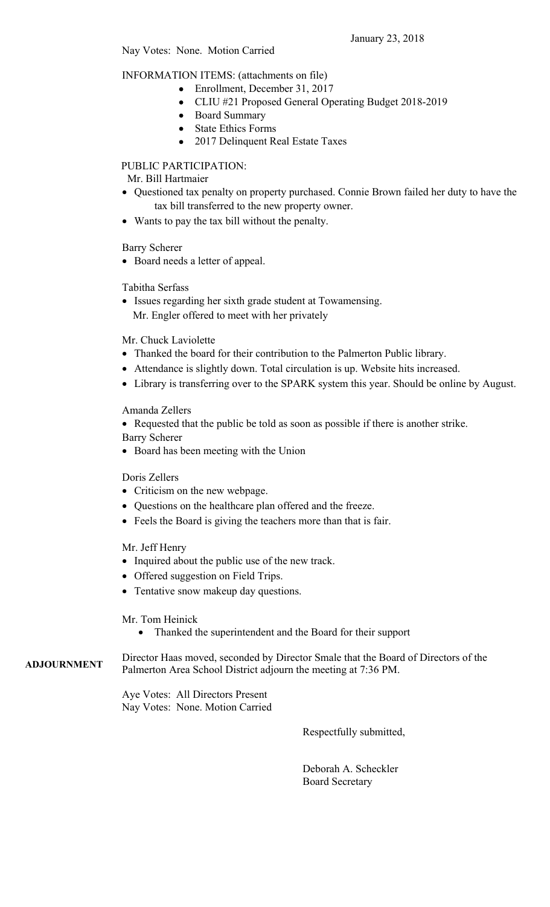January 23, 2018

Nay Votes: None. Motion Carried

INFORMATION ITEMS: (attachments on file)

- Enrollment, December 31, 2017
- CLIU #21 Proposed General Operating Budget 2018-2019
- Board Summary
- State Ethics Forms
- 2017 Delinquent Real Estate Taxes

PUBLIC PARTICIPATION:

Mr. Bill Hartmaier

- Questioned tax penalty on property purchased. Connie Brown failed her duty to have the tax bill transferred to the new property owner.
- Wants to pay the tax bill without the penalty.

Barry Scherer

- Board needs a letter of appeal.

Tabitha Serfass

- Issues regarding her sixth grade student at Towamensing.
  Mr. Engler offered to meet with her privately

Mr. Chuck Laviolette

- Thanked the board for their contribution to the Palmerton Public library.
- Attendance is slightly down. Total circulation is up. Website hits increased.
- Library is transferring over to the SPARK system this year. Should be online by August.

Amanda Zellers

- Requested that the public be told as soon as possible if there is another strike.

Barry Scherer

- Board has been meeting with the Union

Doris Zellers

- Criticism on the new webpage.
- Questions on the healthcare plan offered and the freeze.
- Feels the Board is giving the teachers more than that is fair.

Mr. Jeff Henry

- Inquired about the public use of the new track.
- Offered suggestion on Field Trips.
- Tentative snow makeup day questions.

Mr. Tom Heinick

- Thanked the superintendent and the Board for their support

**ADJOURNMENT**

Director Haas moved, seconded by Director Smale that the Board of Directors of the Palmerton Area School District adjourn the meeting at 7:36 PM.

Aye Votes: All Directors Present
Nay Votes: None. Motion Carried

Respectfully submitted,

Deborah A. Scheckler
Board Secretary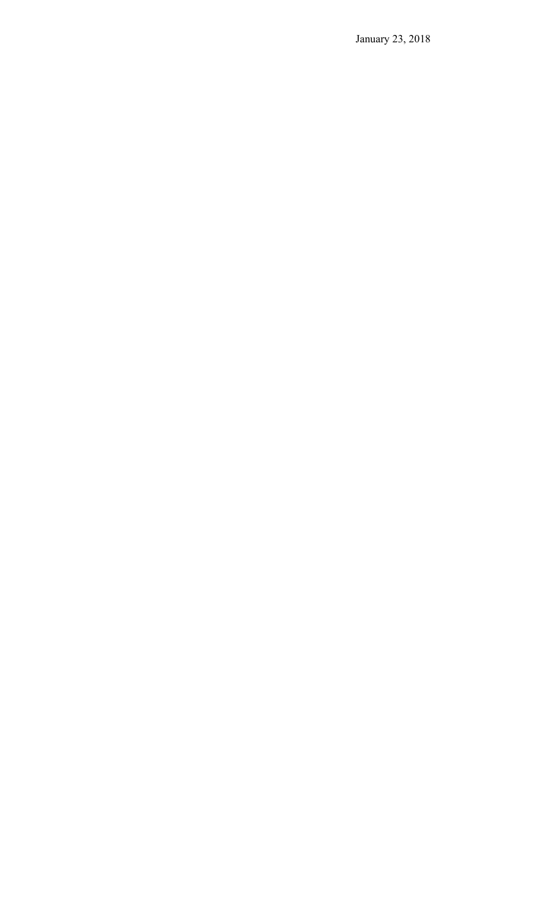January 23, 2018